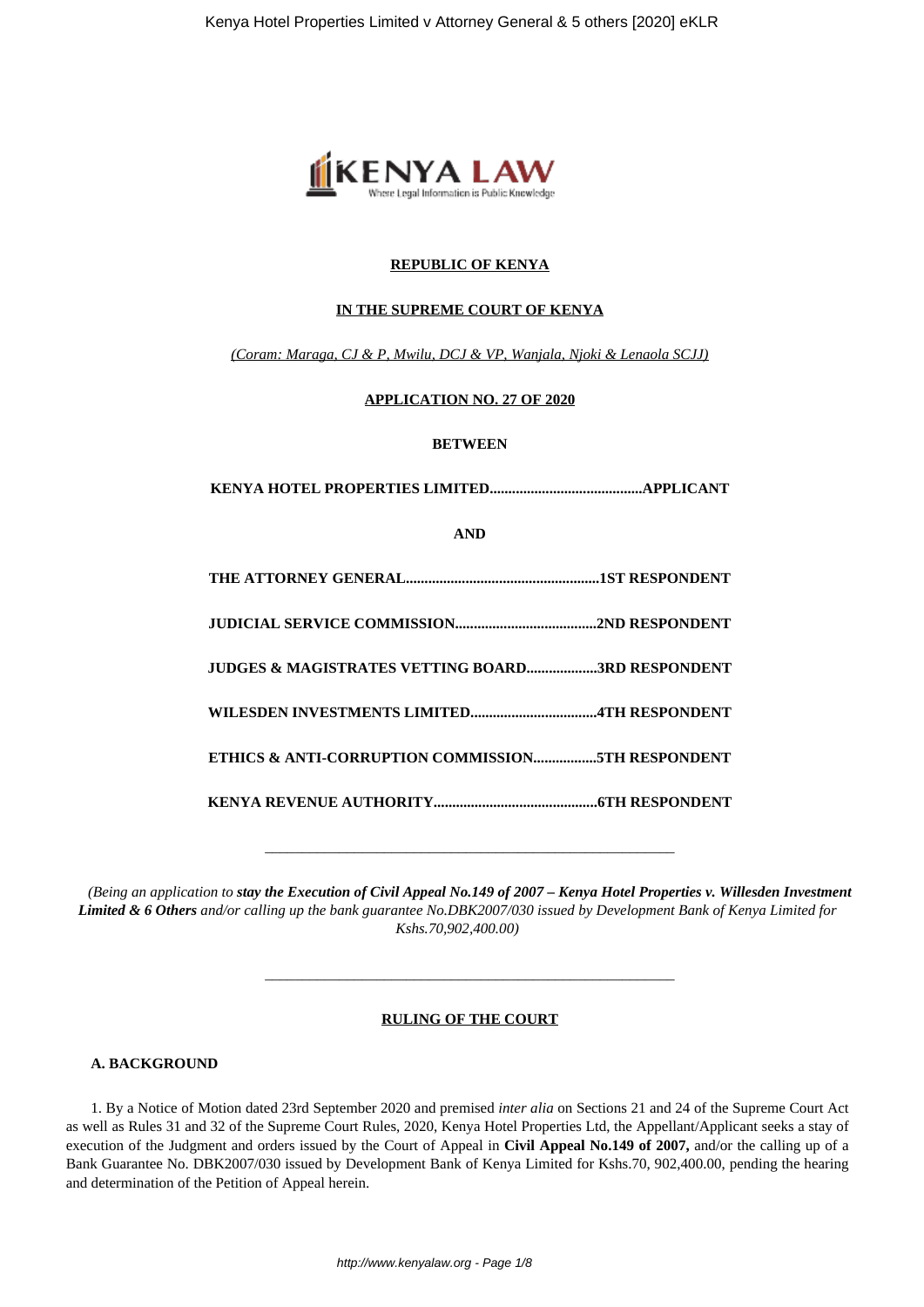**REPUBLIC OF KENYA**

**IN THE SUPREME COURT OF KENYA**

*(Coram: Maraga, CJ & P, Mwilu, DCJ & VP, Wanjala, Njoki & Lenaola SCJJ)*

**APPLICATION NO. 27 OF 2020**

**BETWEEN**

**KENYA HOTEL PROPERTIES LIMITED.........................................APPLICANT**

**AND**

**THE ATTORNEY GENERAL....................................................1ST RESPONDENT**

**JUDICIAL SERVICE COMMISSION......................................2ND RESPONDENT**

**JUDGES & MAGISTRATES VETTING BOARD...................3RD RESPONDENT**

**WILESDEN INVESTMENTS LIMITED..................................4TH RESPONDENT**

**ETHICS & ANTI-CORRUPTION COMMISSION.................5TH RESPONDENT**

**KENYA REVENUE AUTHORITY............................................6TH RESPONDENT**

---

*(Being an application to* ***stay the Execution of Civil Appeal No.149 of 2007 – Kenya Hotel Properties v. Willesden Investment Limited & 6 Others*** *and/or calling up the bank guarantee No.DBK2007/030 issued by Development Bank of Kenya Limited for Kshs.70,902,400.00)*

---

**RULING OF THE COURT**

**A. BACKGROUND**

1. By a Notice of Motion dated 23rd September 2020 and premised *inter alia* on Sections 21 and 24 of the Supreme Court Act as well as Rules 31 and 32 of the Supreme Court Rules, 2020, Kenya Hotel Properties Ltd, the Appellant/Applicant seeks a stay of execution of the Judgment and orders issued by the Court of Appeal in **Civil Appeal No.149 of 2007,** and/or the calling up of a Bank Guarantee No. DBK2007/030 issued by Development Bank of Kenya Limited for Kshs.70, 902,400.00, pending the hearing and determination of the Petition of Appeal herein.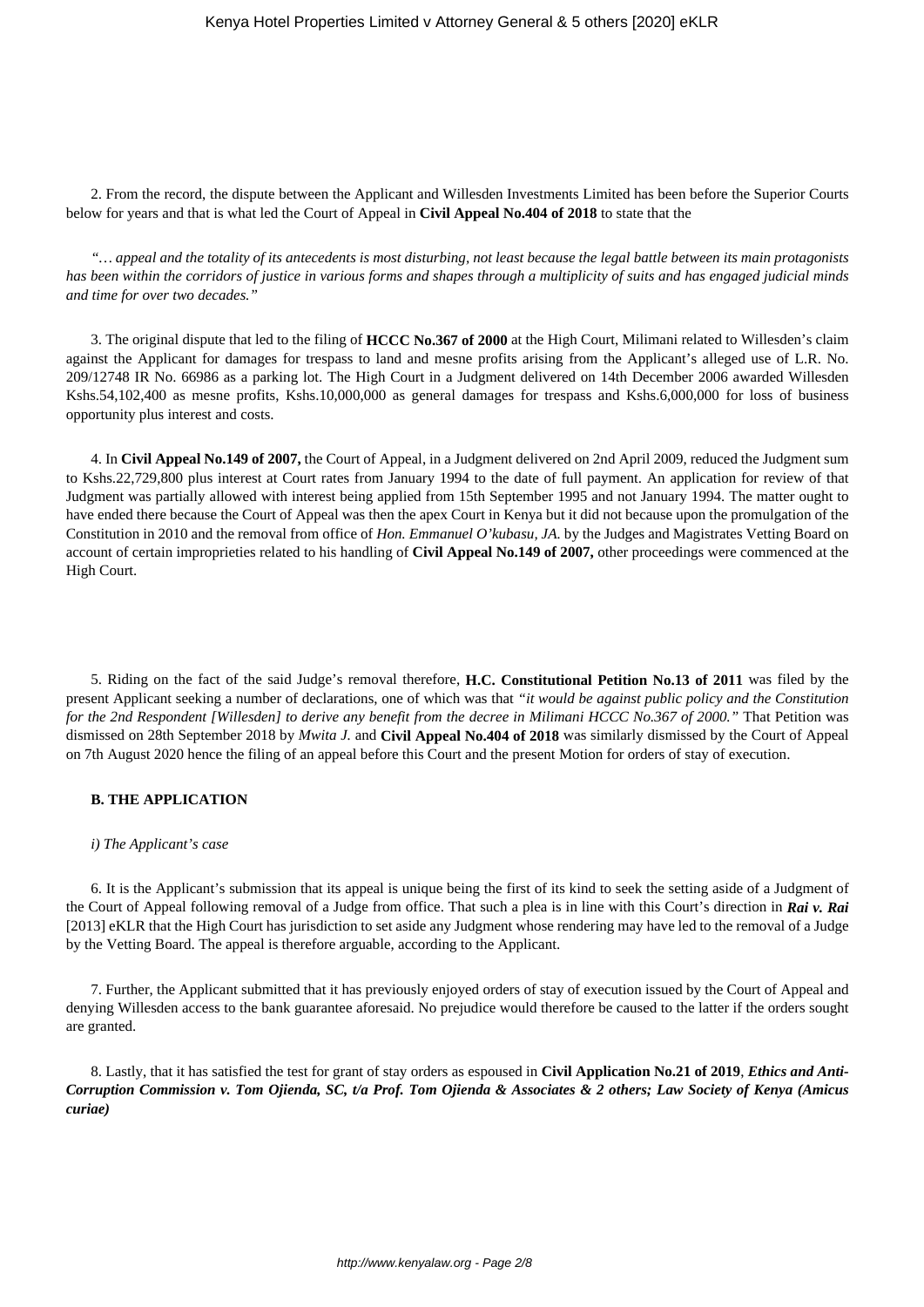2. From the record, the dispute between the Applicant and Willesden Investments Limited has been before the Superior Courts below for years and that is what led the Court of Appeal in **Civil Appeal No.404 of 2018** to state that the

*"… appeal and the totality of its antecedents is most disturbing, not least because the legal battle between its main protagonists has been within the corridors of justice in various forms and shapes through a multiplicity of suits and has engaged judicial minds and time for over two decades."*

3. The original dispute that led to the filing of **HCCC No.367 of 2000** at the High Court, Milimani related to Willesden's claim against the Applicant for damages for trespass to land and mesne profits arising from the Applicant's alleged use of L.R. No. 209/12748 IR No. 66986 as a parking lot. The High Court in a Judgment delivered on 14th December 2006 awarded Willesden Kshs.54,102,400 as mesne profits, Kshs.10,000,000 as general damages for trespass and Kshs.6,000,000 for loss of business opportunity plus interest and costs.

4. In **Civil Appeal No.149 of 2007,** the Court of Appeal, in a Judgment delivered on 2nd April 2009, reduced the Judgment sum to Kshs.22,729,800 plus interest at Court rates from January 1994 to the date of full payment. An application for review of that Judgment was partially allowed with interest being applied from 15th September 1995 and not January 1994. The matter ought to have ended there because the Court of Appeal was then the apex Court in Kenya but it did not because upon the promulgation of the Constitution in 2010 and the removal from office of *Hon. Emmanuel O'kubasu, JA.* by the Judges and Magistrates Vetting Board on account of certain improprieties related to his handling of **Civil Appeal No.149 of 2007,** other proceedings were commenced at the High Court.

5. Riding on the fact of the said Judge's removal therefore, **H.C. Constitutional Petition No.13 of 2011** was filed by the present Applicant seeking a number of declarations, one of which was that *"it would be against public policy and the Constitution for the 2nd Respondent [Willesden] to derive any benefit from the decree in Milimani HCCC No.367 of 2000."* That Petition was dismissed on 28th September 2018 by *Mwita J.* and **Civil Appeal No.404 of 2018** was similarly dismissed by the Court of Appeal on 7th August 2020 hence the filing of an appeal before this Court and the present Motion for orders of stay of execution.

#### B. THE APPLICATION

*i) The Applicant's case*

6. It is the Applicant's submission that its appeal is unique being the first of its kind to seek the setting aside of a Judgment of the Court of Appeal following removal of a Judge from office. That such a plea is in line with this Court's direction in ***Rai v. Rai*** [2013] eKLR that the High Court has jurisdiction to set aside any Judgment whose rendering may have led to the removal of a Judge by the Vetting Board. The appeal is therefore arguable, according to the Applicant.

7. Further, the Applicant submitted that it has previously enjoyed orders of stay of execution issued by the Court of Appeal and denying Willesden access to the bank guarantee aforesaid. No prejudice would therefore be caused to the latter if the orders sought are granted.

8. Lastly, that it has satisfied the test for grant of stay orders as espoused in **Civil Application No.21 of 2019**, ***Ethics and Anti-Corruption Commission v. Tom Ojienda, SC, t/a Prof. Tom Ojienda & Associates & 2 others; Law Society of Kenya (Amicus curiae)***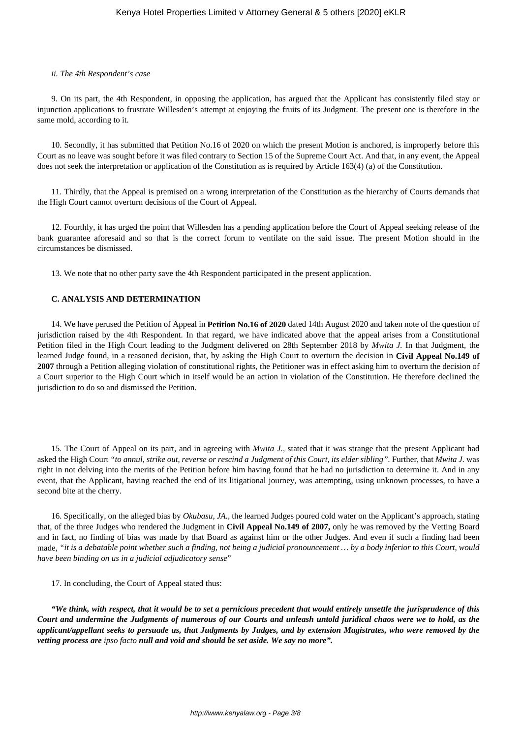*ii. The 4th Respondent's case*

9. On its part, the 4th Respondent, in opposing the application, has argued that the Applicant has consistently filed stay or injunction applications to frustrate Willesden's attempt at enjoying the fruits of its Judgment. The present one is therefore in the same mold, according to it.

10. Secondly, it has submitted that Petition No.16 of 2020 on which the present Motion is anchored, is improperly before this Court as no leave was sought before it was filed contrary to Section 15 of the Supreme Court Act. And that, in any event, the Appeal does not seek the interpretation or application of the Constitution as is required by Article 163(4) (a) of the Constitution.

11. Thirdly, that the Appeal is premised on a wrong interpretation of the Constitution as the hierarchy of Courts demands that the High Court cannot overturn decisions of the Court of Appeal.

12. Fourthly, it has urged the point that Willesden has a pending application before the Court of Appeal seeking release of the bank guarantee aforesaid and so that is the correct forum to ventilate on the said issue. The present Motion should in the circumstances be dismissed.

13. We note that no other party save the 4th Respondent participated in the present application.

### C. ANALYSIS AND DETERMINATION

14. We have perused the Petition of Appeal in **Petition No.16 of 2020** dated 14th August 2020 and taken note of the question of jurisdiction raised by the 4th Respondent. In that regard, we have indicated above that the appeal arises from a Constitutional Petition filed in the High Court leading to the Judgment delivered on 28th September 2018 by *Mwita J*. In that Judgment, the learned Judge found, in a reasoned decision, that, by asking the High Court to overturn the decision in **Civil Appeal No.149 of 2007** through a Petition alleging violation of constitutional rights, the Petitioner was in effect asking him to overturn the decision of a Court superior to the High Court which in itself would be an action in violation of the Constitution. He therefore declined the jurisdiction to do so and dismissed the Petition.

15. The Court of Appeal on its part, and in agreeing with *Mwita J.*, stated that it was strange that the present Applicant had asked the High Court *"to annul, strike out, reverse or rescind a Judgment of this Court, its elder sibling"*. Further, that *Mwita J.* was right in not delving into the merits of the Petition before him having found that he had no jurisdiction to determine it. And in any event, that the Applicant, having reached the end of its litigational journey, was attempting, using unknown processes, to have a second bite at the cherry.

16. Specifically, on the alleged bias by *Okubasu, JA.*, the learned Judges poured cold water on the Applicant's approach, stating that, of the three Judges who rendered the Judgment in **Civil Appeal No.149 of 2007,** only he was removed by the Vetting Board and in fact, no finding of bias was made by that Board as against him or the other Judges. And even if such a finding had been made, *"it is a debatable point whether such a finding, not being a judicial pronouncement … by a body inferior to this Court, would have been binding on us in a judicial adjudicatory sense*"

17. In concluding, the Court of Appeal stated thus:

***"We think, with respect, that it would be to set a pernicious precedent that would entirely unsettle the jurisprudence of this Court and undermine the Judgments of numerous of our Courts and unleash untold juridical chaos were we to hold, as the applicant/appellant seeks to persuade us, that Judgments by Judges, and by extension Magistrates, who were removed by the vetting process are* ipso facto *null and void and should be set aside. We say no more".***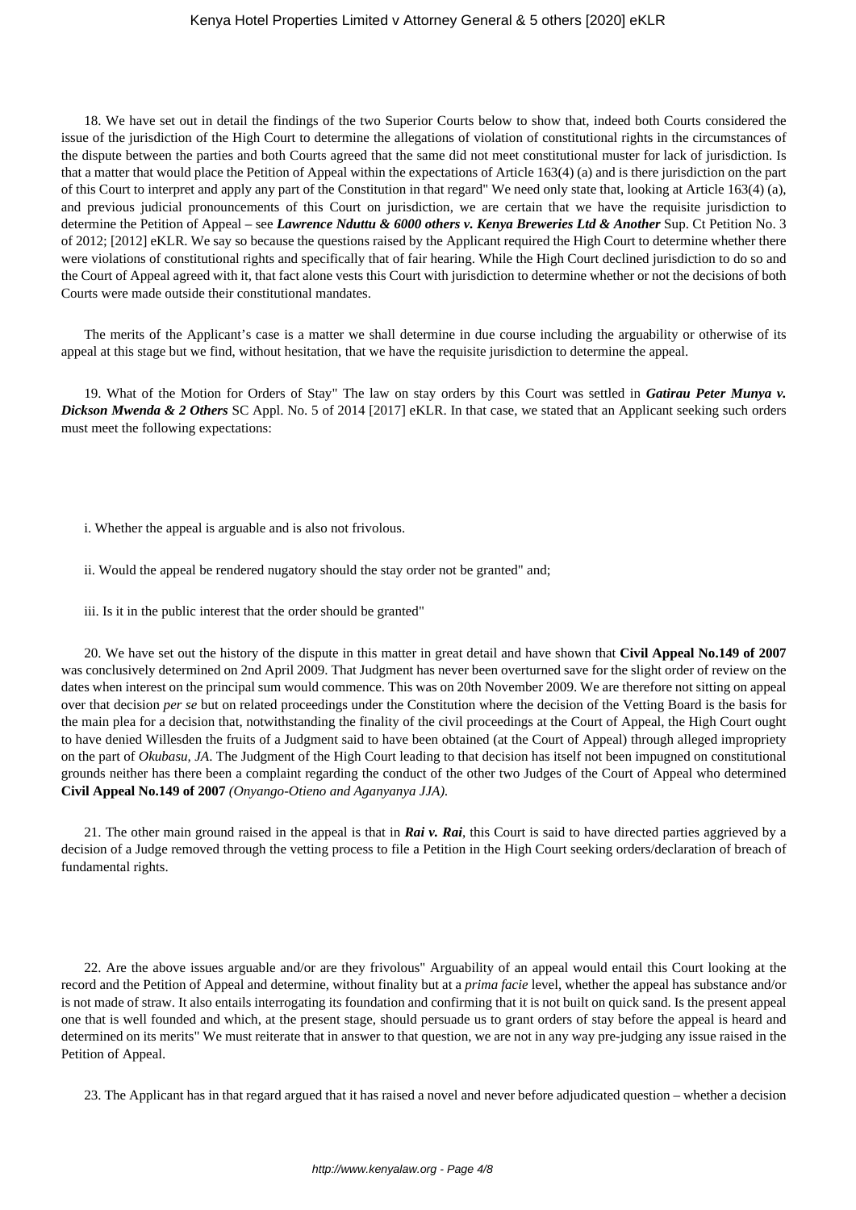18. We have set out in detail the findings of the two Superior Courts below to show that, indeed both Courts considered the issue of the jurisdiction of the High Court to determine the allegations of violation of constitutional rights in the circumstances of the dispute between the parties and both Courts agreed that the same did not meet constitutional muster for lack of jurisdiction. Is that a matter that would place the Petition of Appeal within the expectations of Article 163(4) (a) and is there jurisdiction on the part of this Court to interpret and apply any part of the Constitution in that regard" We need only state that, looking at Article 163(4) (a), and previous judicial pronouncements of this Court on jurisdiction, we are certain that we have the requisite jurisdiction to determine the Petition of Appeal – see ***Lawrence Nduttu & 6000 others v. Kenya Breweries Ltd & Another*** Sup. Ct Petition No. 3 of 2012; [2012] eKLR. We say so because the questions raised by the Applicant required the High Court to determine whether there were violations of constitutional rights and specifically that of fair hearing. While the High Court declined jurisdiction to do so and the Court of Appeal agreed with it, that fact alone vests this Court with jurisdiction to determine whether or not the decisions of both Courts were made outside their constitutional mandates.

The merits of the Applicant's case is a matter we shall determine in due course including the arguability or otherwise of its appeal at this stage but we find, without hesitation, that we have the requisite jurisdiction to determine the appeal.

19. What of the Motion for Orders of Stay" The law on stay orders by this Court was settled in ***Gatirau Peter Munya v. Dickson Mwenda & 2 Others*** SC Appl. No. 5 of 2014 [2017] eKLR. In that case, we stated that an Applicant seeking such orders must meet the following expectations:

i. Whether the appeal is arguable and is also not frivolous.

ii. Would the appeal be rendered nugatory should the stay order not be granted" and;

iii. Is it in the public interest that the order should be granted"

20. We have set out the history of the dispute in this matter in great detail and have shown that **Civil Appeal No.149 of 2007** was conclusively determined on 2nd April 2009. That Judgment has never been overturned save for the slight order of review on the dates when interest on the principal sum would commence. This was on 20th November 2009. We are therefore not sitting on appeal over that decision *per se* but on related proceedings under the Constitution where the decision of the Vetting Board is the basis for the main plea for a decision that, notwithstanding the finality of the civil proceedings at the Court of Appeal, the High Court ought to have denied Willesden the fruits of a Judgment said to have been obtained (at the Court of Appeal) through alleged impropriety on the part of *Okubasu, JA*. The Judgment of the High Court leading to that decision has itself not been impugned on constitutional grounds neither has there been a complaint regarding the conduct of the other two Judges of the Court of Appeal who determined **Civil Appeal No.149 of 2007** *(Onyango-Otieno and Aganyanya JJA).*

21. The other main ground raised in the appeal is that in ***Rai v. Rai***, this Court is said to have directed parties aggrieved by a decision of a Judge removed through the vetting process to file a Petition in the High Court seeking orders/declaration of breach of fundamental rights.

22. Are the above issues arguable and/or are they frivolous" Arguability of an appeal would entail this Court looking at the record and the Petition of Appeal and determine, without finality but at a *prima facie* level, whether the appeal has substance and/or is not made of straw. It also entails interrogating its foundation and confirming that it is not built on quick sand. Is the present appeal one that is well founded and which, at the present stage, should persuade us to grant orders of stay before the appeal is heard and determined on its merits" We must reiterate that in answer to that question, we are not in any way pre-judging any issue raised in the Petition of Appeal.

23. The Applicant has in that regard argued that it has raised a novel and never before adjudicated question – whether a decision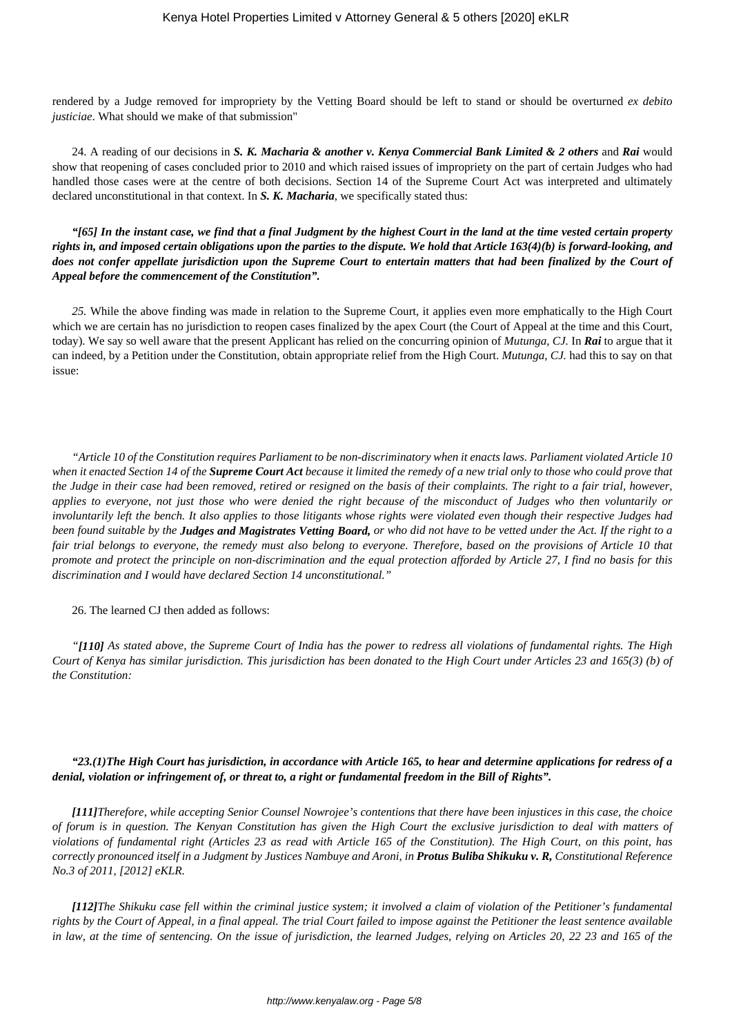rendered by a Judge removed for impropriety by the Vetting Board should be left to stand or should be overturned *ex debito justiciae*. What should we make of that submission"

24. A reading of our decisions in ***S. K. Macharia & another v. Kenya Commercial Bank Limited & 2 others*** and ***Rai*** would show that reopening of cases concluded prior to 2010 and which raised issues of impropriety on the part of certain Judges who had handled those cases were at the centre of both decisions. Section 14 of the Supreme Court Act was interpreted and ultimately declared unconstitutional in that context. In ***S. K. Macharia***, we specifically stated thus:

***"[65] In the instant case, we find that a final Judgment by the highest Court in the land at the time vested certain property rights in, and imposed certain obligations upon the parties to the dispute. We hold that Article 163(4)(b) is forward-looking, and does not confer appellate jurisdiction upon the Supreme Court to entertain matters that had been finalized by the Court of Appeal before the commencement of the Constitution".***

*25.* While the above finding was made in relation to the Supreme Court, it applies even more emphatically to the High Court which we are certain has no jurisdiction to reopen cases finalized by the apex Court (the Court of Appeal at the time and this Court, today). We say so well aware that the present Applicant has relied on the concurring opinion of *Mutunga, CJ.* In ***Rai*** to argue that it can indeed, by a Petition under the Constitution, obtain appropriate relief from the High Court. *Mutunga, CJ.* had this to say on that issue:

*"Article 10 of the Constitution requires Parliament to be non-discriminatory when it enacts laws. Parliament violated Article 10 when it enacted Section 14 of the* ***Supreme Court Act*** *because it limited the remedy of a new trial only to those who could prove that the Judge in their case had been removed, retired or resigned on the basis of their complaints. The right to a fair trial, however, applies to everyone, not just those who were denied the right because of the misconduct of Judges who then voluntarily or involuntarily left the bench. It also applies to those litigants whose rights were violated even though their respective Judges had been found suitable by the* ***Judges and Magistrates Vetting Board,*** *or who did not have to be vetted under the Act. If the right to a fair trial belongs to everyone, the remedy must also belong to everyone. Therefore, based on the provisions of Article 10 that promote and protect the principle on non-discrimination and the equal protection afforded by Article 27, I find no basis for this discrimination and I would have declared Section 14 unconstitutional."*

26. The learned CJ then added as follows:

*"**[110]** As stated above, the Supreme Court of India has the power to redress all violations of fundamental rights. The High Court of Kenya has similar jurisdiction. This jurisdiction has been donated to the High Court under Articles 23 and 165(3) (b) of the Constitution:*

***"23.(1)The High Court has jurisdiction, in accordance with Article 165, to hear and determine applications for redress of a denial, violation or infringement of, or threat to, a right or fundamental freedom in the Bill of Rights".***

***[111]****Therefore, while accepting Senior Counsel Nowrojee's contentions that there have been injustices in this case, the choice of forum is in question. The Kenyan Constitution has given the High Court the exclusive jurisdiction to deal with matters of violations of fundamental right (Articles 23 as read with Article 165 of the Constitution). The High Court, on this point, has correctly pronounced itself in a Judgment by Justices Nambuye and Aroni, in* ***Protus Buliba Shikuku v. R,*** *Constitutional Reference No.3 of 2011, [2012] eKLR.*

***[112]****The Shikuku case fell within the criminal justice system; it involved a claim of violation of the Petitioner's fundamental rights by the Court of Appeal, in a final appeal. The trial Court failed to impose against the Petitioner the least sentence available in law, at the time of sentencing. On the issue of jurisdiction, the learned Judges, relying on Articles 20, 22 23 and 165 of the*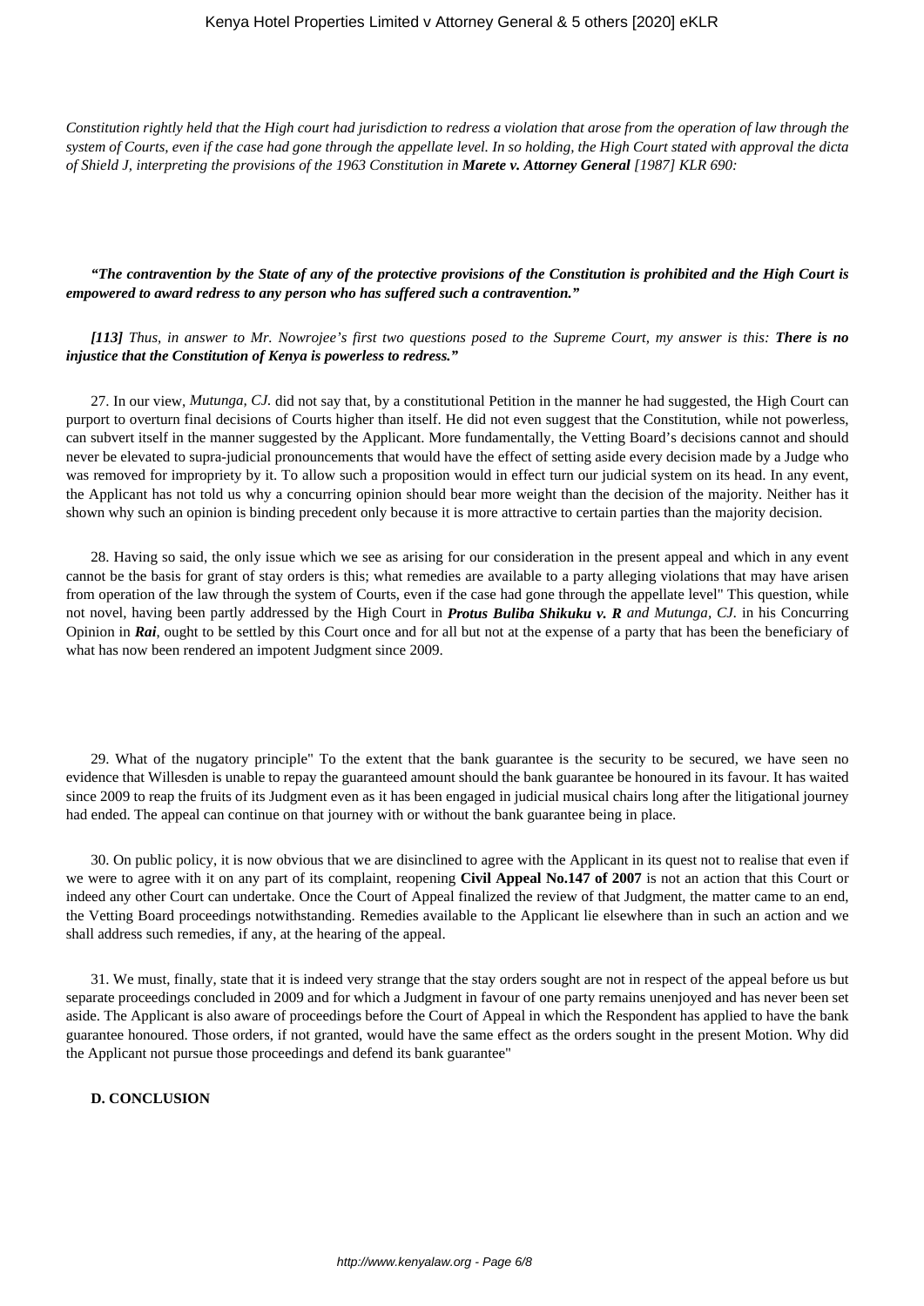*Constitution rightly held that the High court had jurisdiction to redress a violation that arose from the operation of law through the system of Courts, even if the case had gone through the appellate level. In so holding, the High Court stated with approval the dicta of Shield J, interpreting the provisions of the 1963 Constitution in* ***Marete v. Attorney General*** *[1987] KLR 690:*

***"The contravention by the State of any of the protective provisions of the Constitution is prohibited and the High Court is empowered to award redress to any person who has suffered such a contravention."***

***[113]*** *Thus, in answer to Mr. Nowrojee's first two questions posed to the Supreme Court, my answer is this:* ***There is no injustice that the Constitution of Kenya is powerless to redress."***

27. In our view, *Mutunga, CJ.* did not say that, by a constitutional Petition in the manner he had suggested, the High Court can purport to overturn final decisions of Courts higher than itself. He did not even suggest that the Constitution, while not powerless, can subvert itself in the manner suggested by the Applicant. More fundamentally, the Vetting Board's decisions cannot and should never be elevated to supra-judicial pronouncements that would have the effect of setting aside every decision made by a Judge who was removed for impropriety by it. To allow such a proposition would in effect turn our judicial system on its head. In any event, the Applicant has not told us why a concurring opinion should bear more weight than the decision of the majority. Neither has it shown why such an opinion is binding precedent only because it is more attractive to certain parties than the majority decision.

28. Having so said, the only issue which we see as arising for our consideration in the present appeal and which in any event cannot be the basis for grant of stay orders is this; what remedies are available to a party alleging violations that may have arisen from operation of the law through the system of Courts, even if the case had gone through the appellate level" This question, while not novel, having been partly addressed by the High Court in ***Protus Buliba Shikuku v. R*** *and Mutunga, CJ.* in his Concurring Opinion in ***Rai***, ought to be settled by this Court once and for all but not at the expense of a party that has been the beneficiary of what has now been rendered an impotent Judgment since 2009.

29. What of the nugatory principle" To the extent that the bank guarantee is the security to be secured, we have seen no evidence that Willesden is unable to repay the guaranteed amount should the bank guarantee be honoured in its favour. It has waited since 2009 to reap the fruits of its Judgment even as it has been engaged in judicial musical chairs long after the litigational journey had ended. The appeal can continue on that journey with or without the bank guarantee being in place.

30. On public policy, it is now obvious that we are disinclined to agree with the Applicant in its quest not to realise that even if we were to agree with it on any part of its complaint, reopening **Civil Appeal No.147 of 2007** is not an action that this Court or indeed any other Court can undertake. Once the Court of Appeal finalized the review of that Judgment, the matter came to an end, the Vetting Board proceedings notwithstanding. Remedies available to the Applicant lie elsewhere than in such an action and we shall address such remedies, if any, at the hearing of the appeal.

31. We must, finally, state that it is indeed very strange that the stay orders sought are not in respect of the appeal before us but separate proceedings concluded in 2009 and for which a Judgment in favour of one party remains unenjoyed and has never been set aside. The Applicant is also aware of proceedings before the Court of Appeal in which the Respondent has applied to have the bank guarantee honoured. Those orders, if not granted, would have the same effect as the orders sought in the present Motion. Why did the Applicant not pursue those proceedings and defend its bank guarantee"

### D. CONCLUSION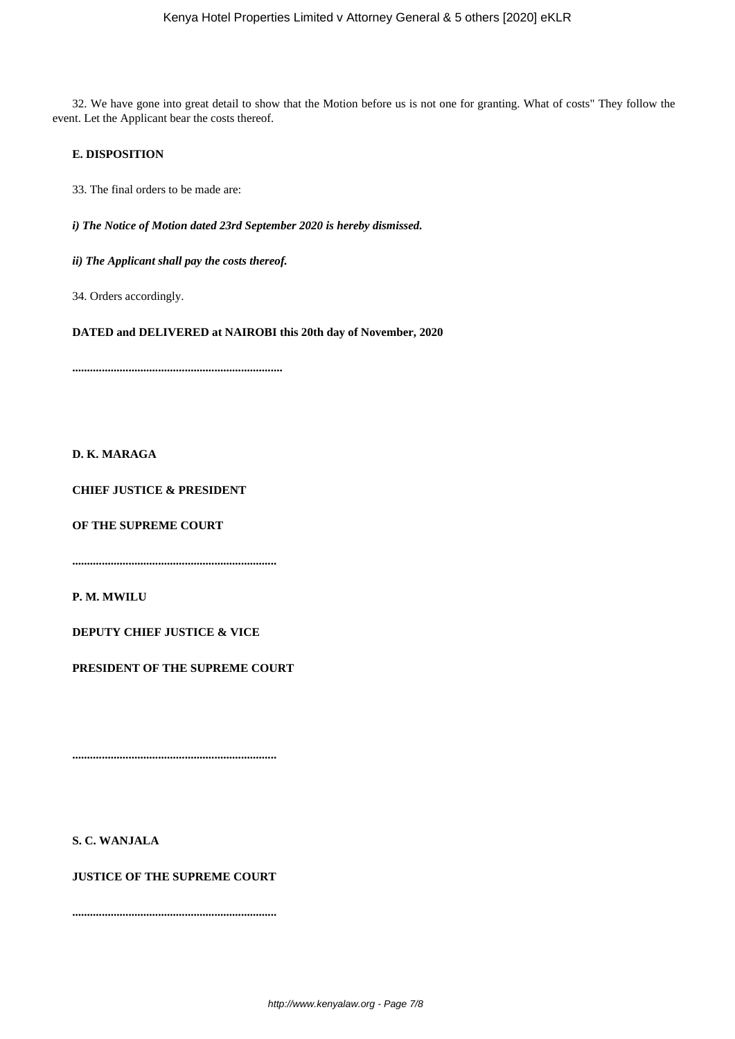32. We have gone into great detail to show that the Motion before us is not one for granting. What of costs" They follow the event. Let the Applicant bear the costs thereof.

**E. DISPOSITION**

33. The final orders to be made are:

***i) The Notice of Motion dated 23rd September 2020 is hereby dismissed.***

***ii) The Applicant shall pay the costs thereof.***

34. Orders accordingly.

**DATED and DELIVERED at NAIROBI this 20th day of November, 2020**

**......................................................................**

**D. K. MARAGA**

**CHIEF JUSTICE & PRESIDENT**

**OF THE SUPREME COURT**

**......................................................................**

**P. M. MWILU**

**DEPUTY CHIEF JUSTICE & VICE**

**PRESIDENT OF THE SUPREME COURT**

**......................................................................**

**S. C. WANJALA**

**JUSTICE OF THE SUPREME COURT**

**......................................................................**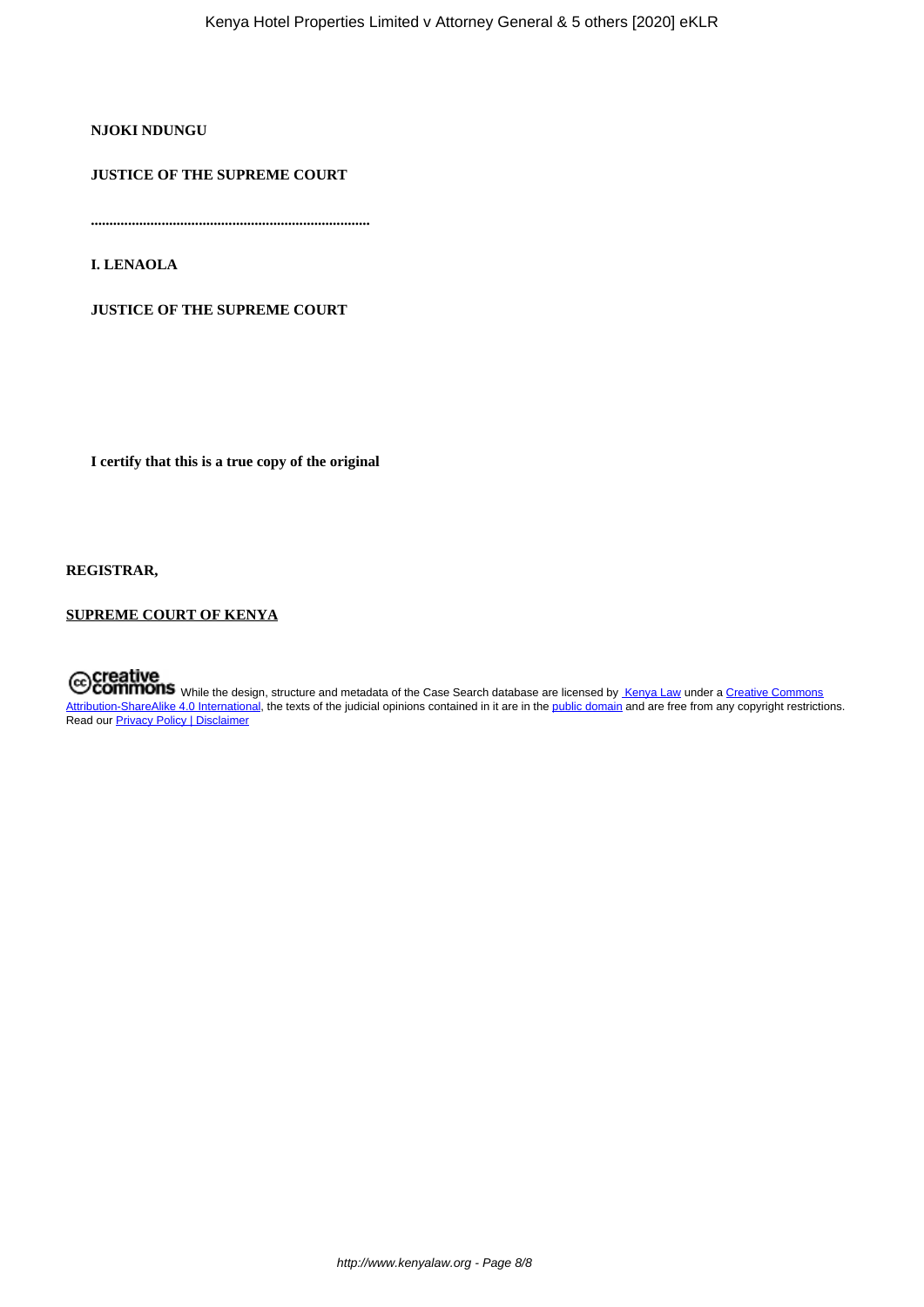**NJOKI NDUNGU**

**JUSTICE OF THE SUPREME COURT**

**............................................................................**

**I. LENAOLA**

**JUSTICE OF THE SUPREME COURT**

**I certify that this is a true copy of the original**

**REGISTRAR,**

**SUPREME COURT OF KENYA**

While the design, structure and metadata of the Case Search database are licensed by Kenya Law under a Creative Commons Attribution-ShareAlike 4.0 International, the texts of the judicial opinions contained in it are in the public domain and are free from any copyright restrictions. Read our Privacy Policy | Disclaimer